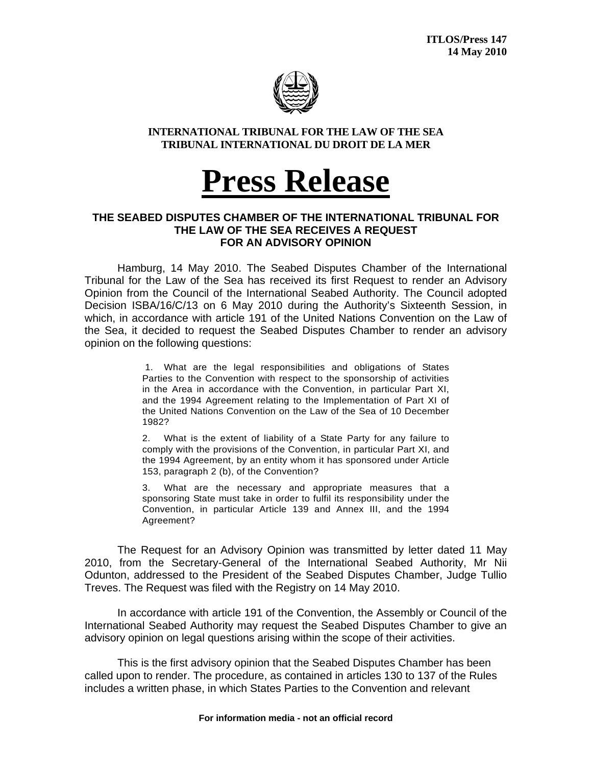**ITLOS/Press 147**
**14 May 2010**

**INTERNATIONAL TRIBUNAL FOR THE LAW OF THE SEA**
**TRIBUNAL INTERNATIONAL DU DROIT DE LA MER**

# Press Release

## THE SEABED DISPUTES CHAMBER OF THE INTERNATIONAL TRIBUNAL FOR THE LAW OF THE SEA RECEIVES A REQUEST FOR AN ADVISORY OPINION

Hamburg, 14 May 2010. The Seabed Disputes Chamber of the International Tribunal for the Law of the Sea has received its first Request to render an Advisory Opinion from the Council of the International Seabed Authority. The Council adopted Decision ISBA/16/C/13 on 6 May 2010 during the Authority's Sixteenth Session, in which, in accordance with article 191 of the United Nations Convention on the Law of the Sea, it decided to request the Seabed Disputes Chamber to render an advisory opinion on the following questions:

> 1. What are the legal responsibilities and obligations of States Parties to the Convention with respect to the sponsorship of activities in the Area in accordance with the Convention, in particular Part XI, and the 1994 Agreement relating to the Implementation of Part XI of the United Nations Convention on the Law of the Sea of 10 December 1982?
>
> 2. What is the extent of liability of a State Party for any failure to comply with the provisions of the Convention, in particular Part XI, and the 1994 Agreement, by an entity whom it has sponsored under Article 153, paragraph 2 (b), of the Convention?
>
> 3. What are the necessary and appropriate measures that a sponsoring State must take in order to fulfil its responsibility under the Convention, in particular Article 139 and Annex III, and the 1994 Agreement?

The Request for an Advisory Opinion was transmitted by letter dated 11 May 2010, from the Secretary-General of the International Seabed Authority, Mr Nii Odunton, addressed to the President of the Seabed Disputes Chamber, Judge Tullio Treves. The Request was filed with the Registry on 14 May 2010.

In accordance with article 191 of the Convention, the Assembly or Council of the International Seabed Authority may request the Seabed Disputes Chamber to give an advisory opinion on legal questions arising within the scope of their activities.

This is the first advisory opinion that the Seabed Disputes Chamber has been called upon to render. The procedure, as contained in articles 130 to 137 of the Rules includes a written phase, in which States Parties to the Convention and relevant

**For information media - not an official record**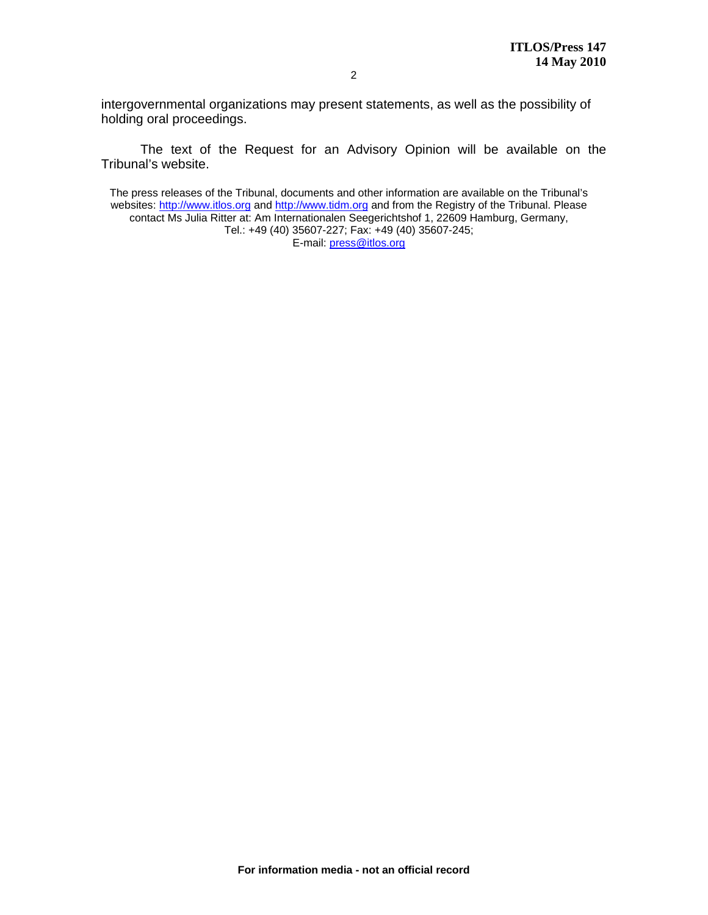intergovernmental organizations may present statements, as well as the possibility of holding oral proceedings.

The text of the Request for an Advisory Opinion will be available on the Tribunal's website.

The press releases of the Tribunal, documents and other information are available on the Tribunal's websites: http://www.itlos.org and http://www.tidm.org and from the Registry of the Tribunal. Please contact Ms Julia Ritter at: Am Internationalen Seegerichtshof 1, 22609 Hamburg, Germany, Tel.: +49 (40) 35607-227; Fax: +49 (40) 35607-245; E-mail: press@itlos.org

**For information media - not an official record**